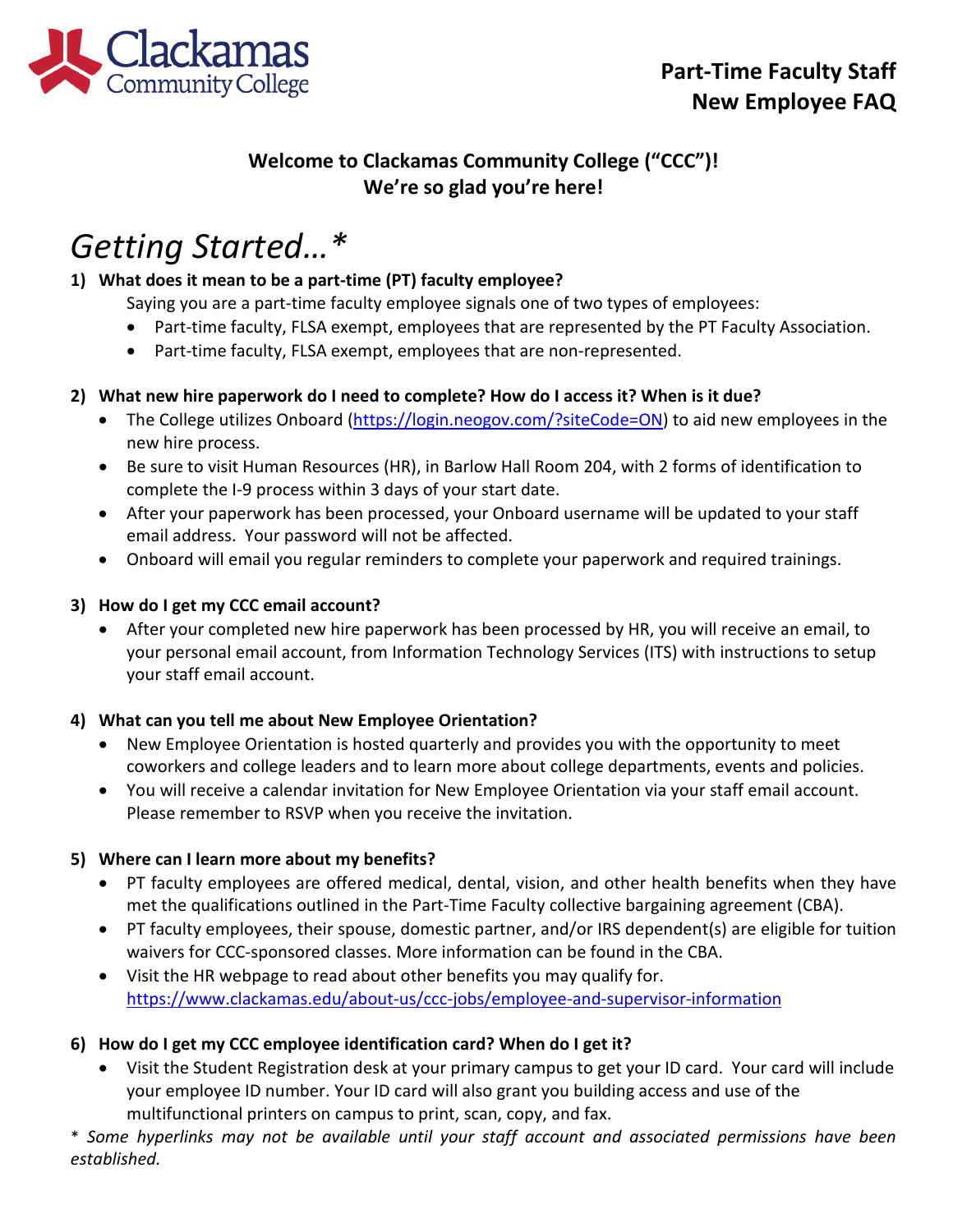**Part-Time Faculty Staff**
**New Employee FAQ**

**Welcome to Clackamas Community College ("CCC")!**
**We're so glad you're here!**

# *Getting Started…**

**1) What does it mean to be a part-time (PT) faculty employee?**

Saying you are a part-time faculty employee signals one of two types of employees:

- Part-time faculty, FLSA exempt, employees that are represented by the PT Faculty Association.
- Part-time faculty, FLSA exempt, employees that are non-represented.

**2) What new hire paperwork do I need to complete? How do I access it? When is it due?**

- The College utilizes Onboard (https://login.neogov.com/?siteCode=ON) to aid new employees in the new hire process.
- Be sure to visit Human Resources (HR), in Barlow Hall Room 204, with 2 forms of identification to complete the I-9 process within 3 days of your start date.
- After your paperwork has been processed, your Onboard username will be updated to your staff email address. Your password will not be affected.
- Onboard will email you regular reminders to complete your paperwork and required trainings.

**3) How do I get my CCC email account?**

- After your completed new hire paperwork has been processed by HR, you will receive an email, to your personal email account, from Information Technology Services (ITS) with instructions to setup your staff email account.

**4) What can you tell me about New Employee Orientation?**

- New Employee Orientation is hosted quarterly and provides you with the opportunity to meet coworkers and college leaders and to learn more about college departments, events and policies.
- You will receive a calendar invitation for New Employee Orientation via your staff email account. Please remember to RSVP when you receive the invitation.

**5) Where can I learn more about my benefits?**

- PT faculty employees are offered medical, dental, vision, and other health benefits when they have met the qualifications outlined in the Part-Time Faculty collective bargaining agreement (CBA).
- PT faculty employees, their spouse, domestic partner, and/or IRS dependent(s) are eligible for tuition waivers for CCC-sponsored classes. More information can be found in the CBA.
- Visit the HR webpage to read about other benefits you may qualify for. https://www.clackamas.edu/about-us/ccc-jobs/employee-and-supervisor-information

**6) How do I get my CCC employee identification card? When do I get it?**

- Visit the Student Registration desk at your primary campus to get your ID card. Your card will include your employee ID number. Your ID card will also grant you building access and use of the multifunctional printers on campus to print, scan, copy, and fax.

*\* Some hyperlinks may not be available until your staff account and associated permissions have been established.*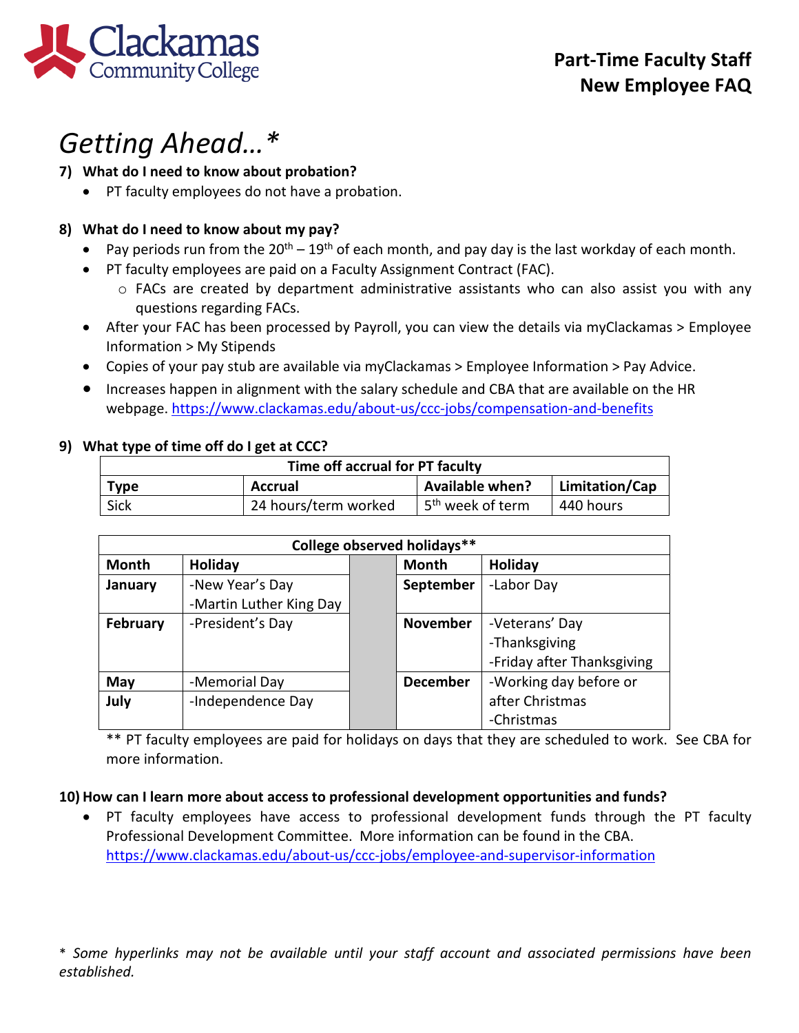# Getting Ahead…*

**7) What do I need to know about probation?**

- PT faculty employees do not have a probation.

**8) What do I need to know about my pay?**

- Pay periods run from the 20th – 19th of each month, and pay day is the last workday of each month.
- PT faculty employees are paid on a Faculty Assignment Contract (FAC).
  - FACs are created by department administrative assistants who can also assist you with any questions regarding FACs.
- After your FAC has been processed by Payroll, you can view the details via myClackamas > Employee Information > My Stipends
- Copies of your pay stub are available via myClackamas > Employee Information > Pay Advice.
- Increases happen in alignment with the salary schedule and CBA that are available on the HR webpage. https://www.clackamas.edu/about-us/ccc-jobs/compensation-and-benefits

**9) What type of time off do I get at CCC?**

| Time off accrual for PT faculty | | | |
|---|---|---|---|
| **Type** | **Accrual** | **Available when?** | **Limitation/Cap** |
| Sick | 24 hours/term worked | 5th week of term | 440 hours |

| College observed holidays** | | | |
|---|---|---|---|
| **Month** | **Holiday** | **Month** | **Holiday** |
| **January** | -New Year's Day<br>-Martin Luther King Day | **September** | -Labor Day |
| **February** | -President's Day | **November** | -Veterans' Day<br>-Thanksgiving<br>-Friday after Thanksgiving |
| **May** | -Memorial Day | **December** | -Working day before or after Christmas<br>-Christmas |
| **July** | -Independence Day | | |

** PT faculty employees are paid for holidays on days that they are scheduled to work. See CBA for more information.

**10) How can I learn more about access to professional development opportunities and funds?**

- PT faculty employees have access to professional development funds through the PT faculty Professional Development Committee. More information can be found in the CBA. https://www.clackamas.edu/about-us/ccc-jobs/employee-and-supervisor-information

*\* Some hyperlinks may not be available until your staff account and associated permissions have been established.*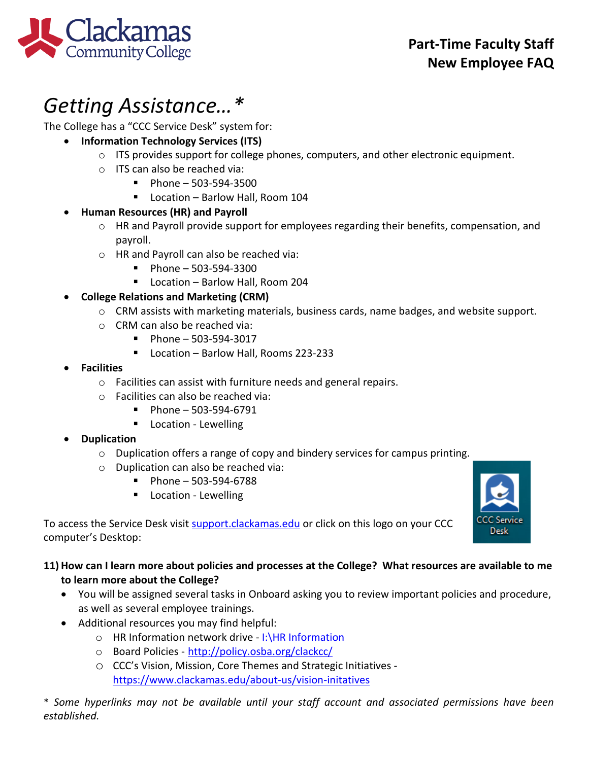# Getting Assistance…*

The College has a "CCC Service Desk" system for:

- **Information Technology Services (ITS)**
  - ITS provides support for college phones, computers, and other electronic equipment.
  - ITS can also be reached via:
    - Phone – 503-594-3500
    - Location – Barlow Hall, Room 104
- **Human Resources (HR) and Payroll**
  - HR and Payroll provide support for employees regarding their benefits, compensation, and payroll.
  - HR and Payroll can also be reached via:
    - Phone – 503-594-3300
    - Location – Barlow Hall, Room 204
- **College Relations and Marketing (CRM)**
  - CRM assists with marketing materials, business cards, name badges, and website support.
  - CRM can also be reached via:
    - Phone – 503-594-3017
    - Location – Barlow Hall, Rooms 223-233
- **Facilities**
  - Facilities can assist with furniture needs and general repairs.
  - Facilities can also be reached via:
    - Phone – 503-594-6791
    - Location - Lewelling
- **Duplication**
  - Duplication offers a range of copy and bindery services for campus printing.
  - Duplication can also be reached via:
    - Phone – 503-594-6788
    - Location - Lewelling

To access the Service Desk visit [support.clackamas.edu](support.clackamas.edu) or click on this logo on your CCC computer's Desktop:

CCC Service Desk

**11) How can I learn more about policies and processes at the College? What resources are available to me to learn more about the College?**

- You will be assigned several tasks in Onboard asking you to review important policies and procedure, as well as several employee trainings.
- Additional resources you may find helpful:
  - HR Information network drive - I:\HR Information
  - Board Policies - [http://policy.osba.org/clackcc/](http://policy.osba.org/clackcc/)
  - CCC's Vision, Mission, Core Themes and Strategic Initiatives - [https://www.clackamas.edu/about-us/vision-initatives](https://www.clackamas.edu/about-us/vision-initatives)

*\* Some hyperlinks may not be available until your staff account and associated permissions have been established.*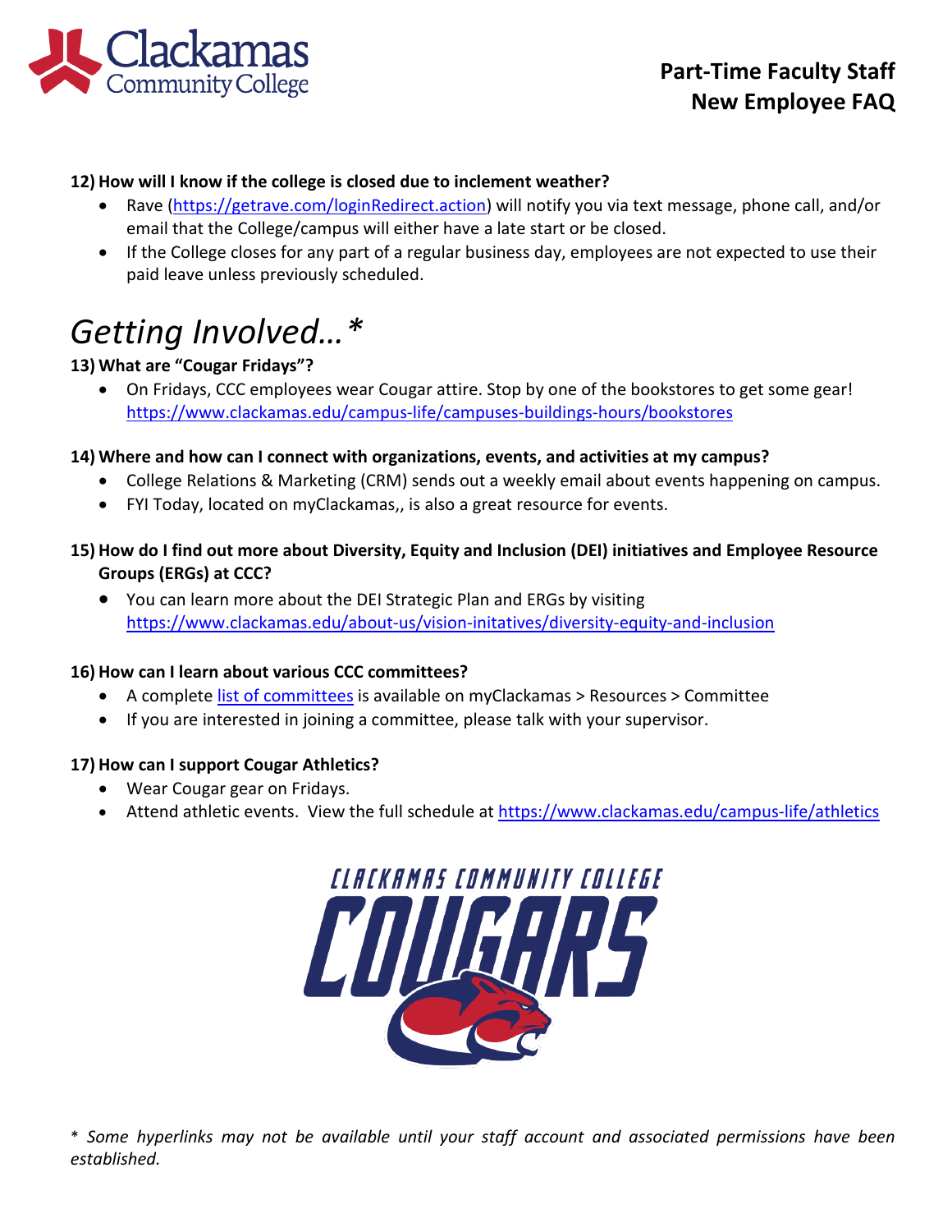**12) How will I know if the college is closed due to inclement weather?**

- Rave (https://getrave.com/loginRedirect.action) will notify you via text message, phone call, and/or email that the College/campus will either have a late start or be closed.
- If the College closes for any part of a regular business day, employees are not expected to use their paid leave unless previously scheduled.

# *Getting Involved…\**

**13) What are "Cougar Fridays"?**

- On Fridays, CCC employees wear Cougar attire. Stop by one of the bookstores to get some gear! https://www.clackamas.edu/campus-life/campuses-buildings-hours/bookstores

**14) Where and how can I connect with organizations, events, and activities at my campus?**

- College Relations & Marketing (CRM) sends out a weekly email about events happening on campus.
- FYI Today, located on myClackamas,, is also a great resource for events.

**15) How do I find out more about Diversity, Equity and Inclusion (DEI) initiatives and Employee Resource Groups (ERGs) at CCC?**

- You can learn more about the DEI Strategic Plan and ERGs by visiting https://www.clackamas.edu/about-us/vision-initatives/diversity-equity-and-inclusion

**16) How can I learn about various CCC committees?**

- A complete list of committees is available on myClackamas > Resources > Committee
- If you are interested in joining a committee, please talk with your supervisor.

**17) How can I support Cougar Athletics?**

- Wear Cougar gear on Fridays.
- Attend athletic events. View the full schedule at https://www.clackamas.edu/campus-life/athletics

*\* Some hyperlinks may not be available until your staff account and associated permissions have been established.*